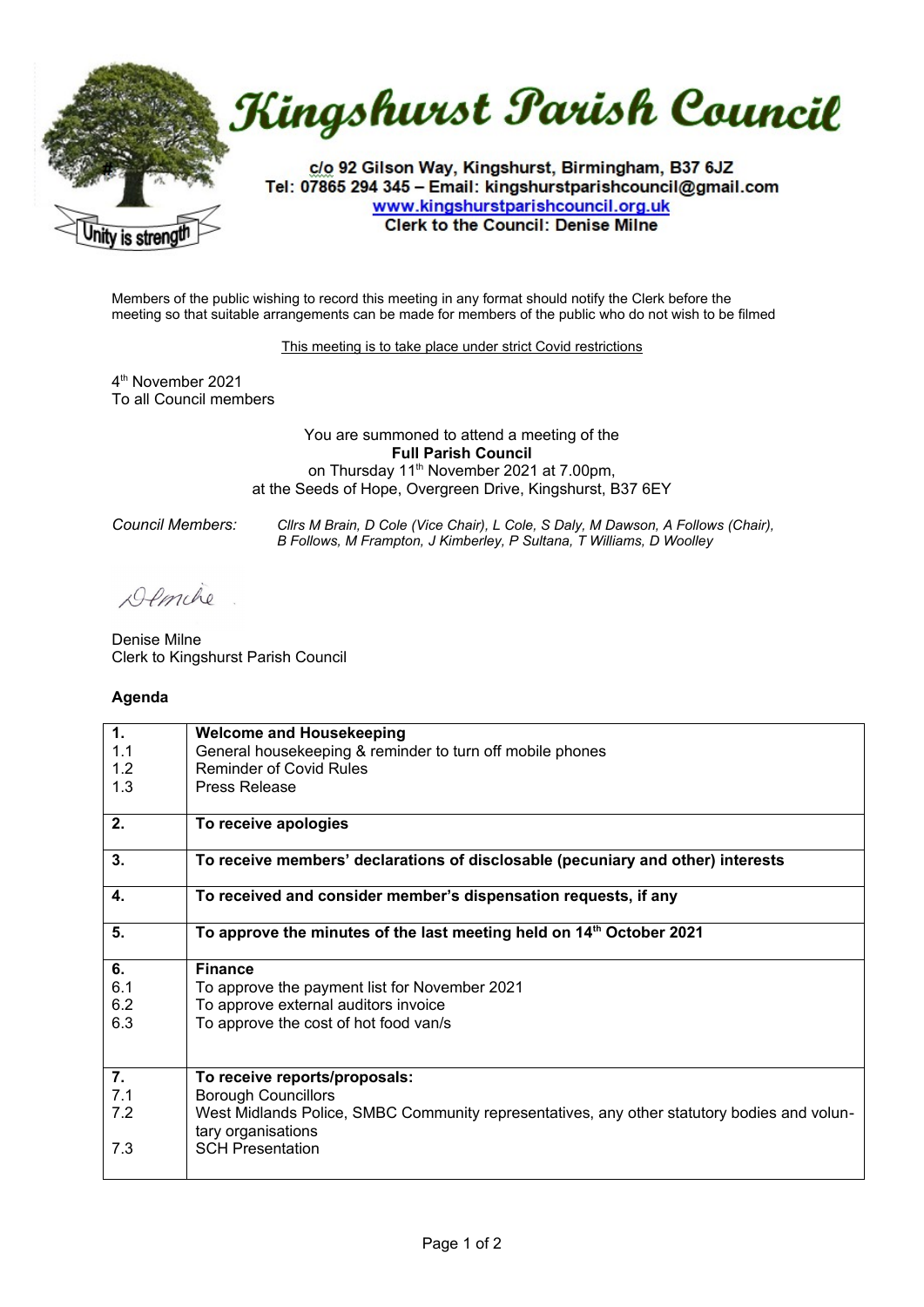# Kingshurst Parish Council

c/o 92 Gilson Way, Kingshurst, Birmingham, B37 6JZ
Tel: 07865 294 345 – Email: kingshurstparishcouncil@gmail.com
www.kingshurstparishcouncil.org.uk
Clerk to the Council: Denise Milne

Unity is strength

Members of the public wishing to record this meeting in any format should notify the Clerk before the meeting so that suitable arrangements can be made for members of the public who do not wish to be filmed

This meeting is to take place under strict Covid restrictions

4th November 2021
To all Council members

You are summoned to attend a meeting of the
**Full Parish Council**
on Thursday 11th November 2021 at 7.00pm,
at the Seeds of Hope, Overgreen Drive, Kingshurst, B37 6EY

*Council Members:* *Cllrs M Brain, D Cole (Vice Chair), L Cole, S Daly, M Dawson, A Follows (Chair), B Follows, M Frampton, J Kimberley, P Sultana, T Williams, D Woolley*

Denise Milne
Clerk to Kingshurst Parish Council

**Agenda**

| | |
|---|---|
| **1.** | **Welcome and Housekeeping** |
| 1.1 | General housekeeping & reminder to turn off mobile phones |
| 1.2 | Reminder of Covid Rules |
| 1.3 | Press Release |
| **2.** | **To receive apologies** |
| **3.** | **To receive members' declarations of disclosable (pecuniary and other) interests** |
| **4.** | **To received and consider member's dispensation requests, if any** |
| **5.** | **To approve the minutes of the last meeting held on 14th October 2021** |
| **6.** | **Finance** |
| 6.1 | To approve the payment list for November 2021 |
| 6.2 | To approve external auditors invoice |
| 6.3 | To approve the cost of hot food van/s |
| **7.** | **To receive reports/proposals:** |
| 7.1 | Borough Councillors |
| 7.2 | West Midlands Police, SMBC Community representatives, any other statutory bodies and voluntary organisations |
| 7.3 | SCH Presentation |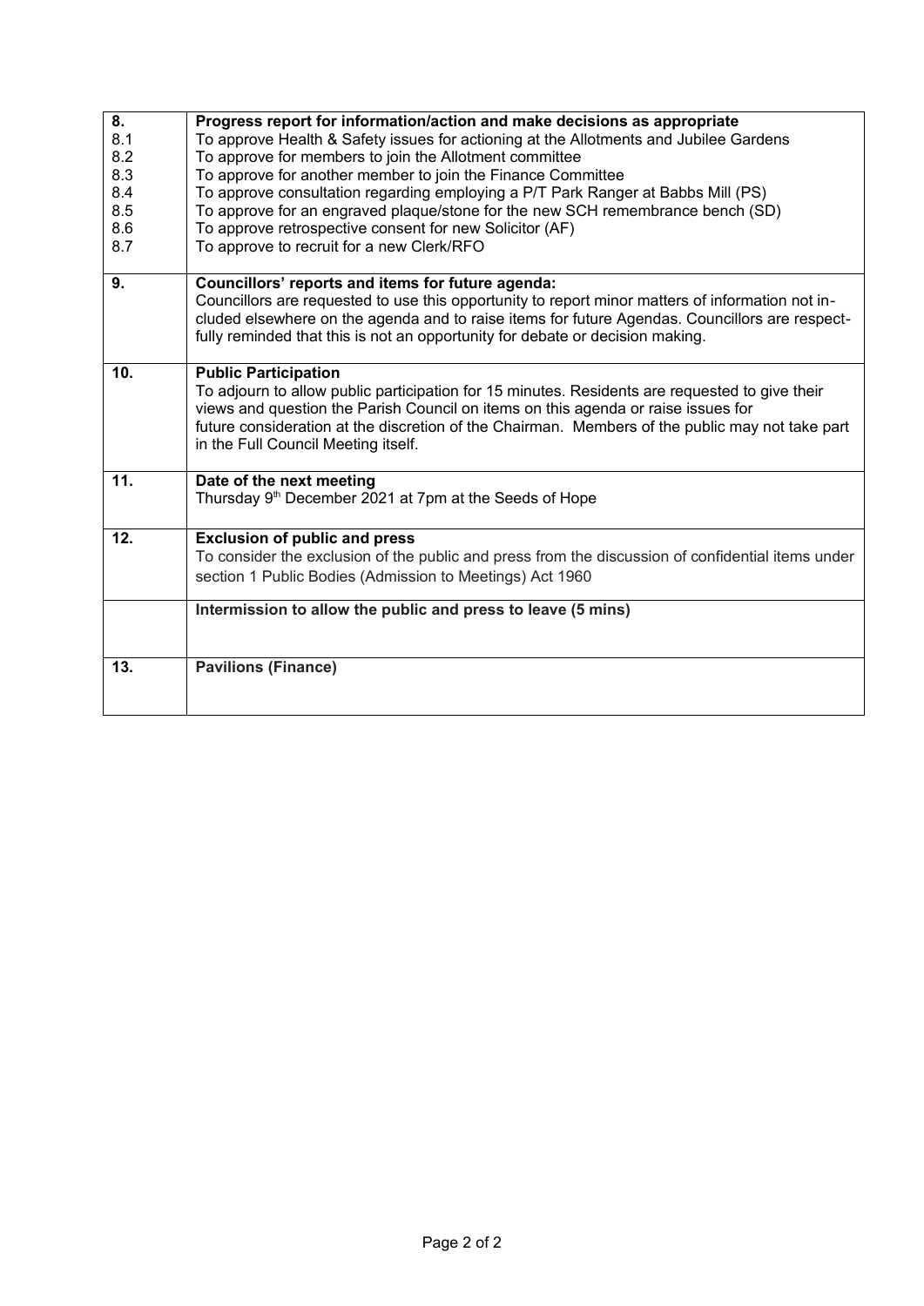| | |
|---|---|
| **8.** | **Progress report for information/action and make decisions as appropriate** |
| 8.1 | To approve Health & Safety issues for actioning at the Allotments and Jubilee Gardens |
| 8.2 | To approve for members to join the Allotment committee |
| 8.3 | To approve for another member to join the Finance Committee |
| 8.4 | To approve consultation regarding employing a P/T Park Ranger at Babbs Mill (PS) |
| 8.5 | To approve for an engraved plaque/stone for the new SCH remembrance bench (SD) |
| 8.6 | To approve retrospective consent for new Solicitor (AF) |
| 8.7 | To approve to recruit for a new Clerk/RFO |
| **9.** | **Councillors' reports and items for future agenda:** Councillors are requested to use this opportunity to report minor matters of information not included elsewhere on the agenda and to raise items for future Agendas. Councillors are respectfully reminded that this is not an opportunity for debate or decision making. |
| **10.** | **Public Participation** To adjourn to allow public participation for 15 minutes. Residents are requested to give their views and question the Parish Council on items on this agenda or raise issues for future consideration at the discretion of the Chairman. Members of the public may not take part in the Full Council Meeting itself. |
| **11.** | **Date of the next meeting** Thursday 9th December 2021 at 7pm at the Seeds of Hope |
| **12.** | **Exclusion of public and press** To consider the exclusion of the public and press from the discussion of confidential items under section 1 Public Bodies (Admission to Meetings) Act 1960 |
| | **Intermission to allow the public and press to leave (5 mins)** |
| **13.** | **Pavilions (Finance)** |